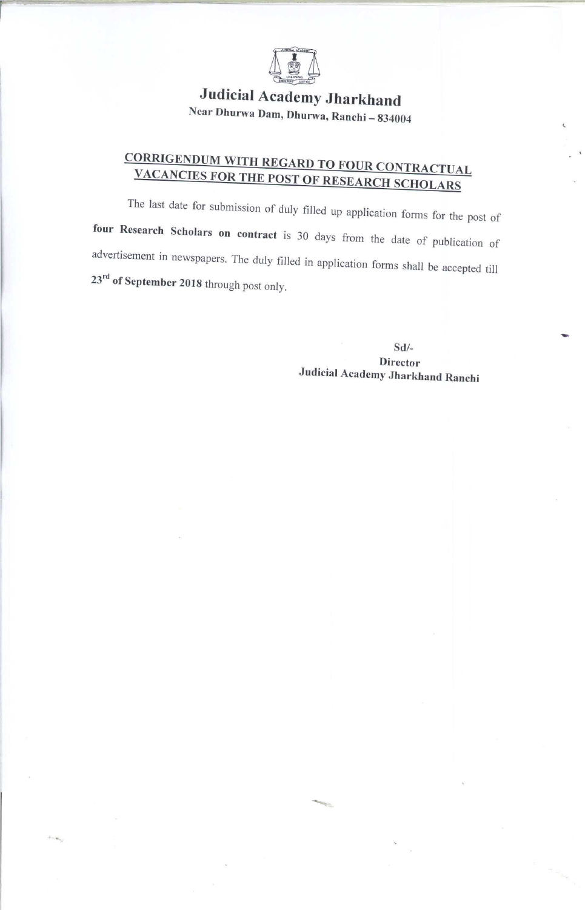# Judicial Academy Jharkhand

**Near Dhurwa Dam, Dhurwa, Ranchi – 834004**

## CORRIGENDUM WITH REGARD TO FOUR CONTRACTUAL VACANCIES FOR THE POST OF RESEARCH SCHOLARS

The last date for submission of duly filled up application forms for the post of **four Research Scholars on contract** is 30 days from the date of publication of advertisement in newspapers. The duly filled in application forms shall be accepted till **23rd of September 2018** through post only.

Sd/-
**Director**
**Judicial Academy Jharkhand Ranchi**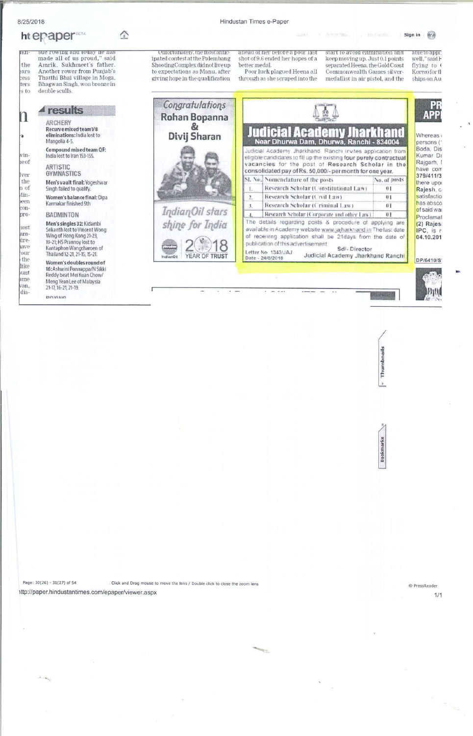sue rowing and today he has made all of us proud," said Amrik, Sukhmeet's father. Another rower from Punjab's Thatthi Bhai village in Moga, Bhagwan Singh, won bronze in double sculls.

Unfortunately, the most anticipated contest at the Palembang Shooting Complex did not live up to expectations as Manu, after giving hope in the qualification

ahead of her before a poor last shot of 9.6 ended her hopes of a better medal.

Poor luck plagued Heena all through as she scraped into the

start to avoid elimination and keep moving up. Just 0.1 points separated Heena, the Gold Coast Commonwealth Games silver-medallist in air pistol, and the

## results

**ARCHERY**

**Recurve mixed team 1/8 eliminations:** India lost to Mangolia 4-5.

**Compound mixed team QF:** India lost to Iran 153-155.

**ARTISTIC GYMNASTICS**

**Men's vault final:** Yogeshwar Singh failed to qualify.

**Women's balance final:** Dipa Karmakar finished 5th

**BADMINTON**

**Men's singles 32:** Kidambi Srikanth lost to Vincent Wong Wing of Hong Kong 21-23, 19-21; HS Prannoy lost to Kantaphon Wangcharoen of Thailand 12-21, 21-15, 15-21.

**Women's doubles round of 16:** Ashwini Ponnappa/N Sikki Reddy beat Mei Kuan Chow/ Meng Yean Lee of Malaysia 21-17, 16-21, 21-19.

Congratulations Rohan Bopanna & Divij Sharan

IndianOil stars shine for India

2018 YEAR OF TRUST

# Judicial Academy Jharkhand

**Near Dhurwa Dam, Dhurwa, Ranchi - 834004**

Judicial Academy Jharkhand, Ranchi invites application from eligible candidates to fill up the existing **four purely contractual vacancies** for the post of **Research Scholar** in the **consolidated pay of Rs. 50,000/- per month for one year.**

| Sl. No. | Nomenclature of the posts | No. of posts |
|---|---|---|
| 1. | Research Scholar (Constitutional Law) | 01 |
| 2. | Research Scholar (Civil Law) | 01 |
| 3. | Research Scholar (Criminal Law) | 01 |
| 4. | Research Scholar (Corporate and other Law) | 01 |

The details regarding posts & procedure of applying are available in Academy website www.jajharkhand.in The last date of receiving application shall be 21days from the date of publication of this advertisement.

Letter No. 1343/JAJ
Date - 24/8/2018

Sd/- Director
Judicial Academy Jharkhand Ranchi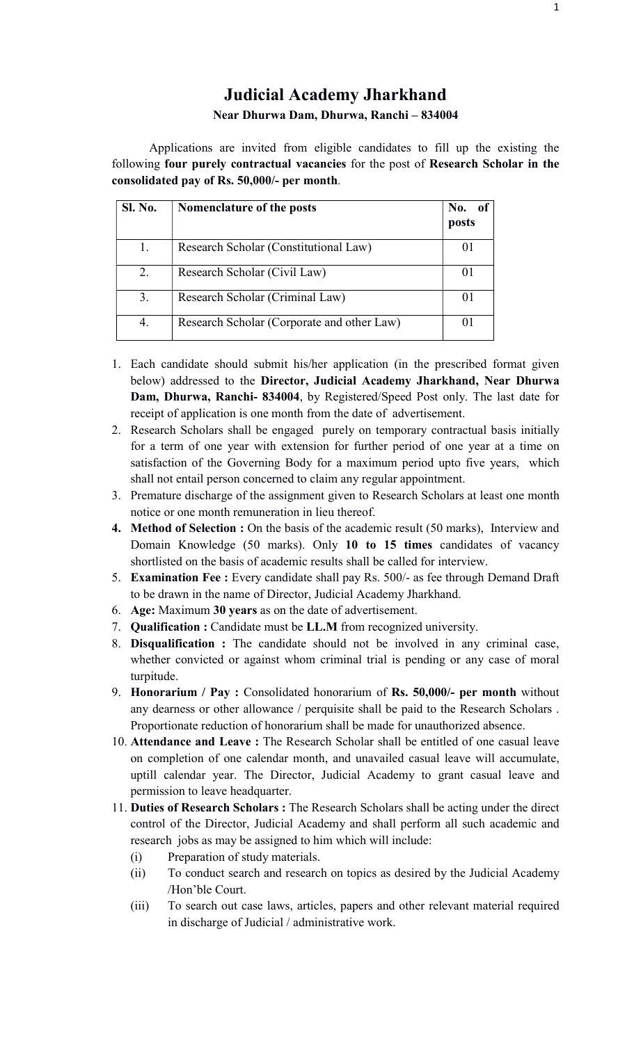# Judicial Academy Jharkhand

**Near Dhurwa Dam, Dhurwa, Ranchi – 834004**

Applications are invited from eligible candidates to fill up the existing the following **four purely contractual vacancies** for the post of **Research Scholar in the consolidated pay of Rs. 50,000/- per month**.

| Sl. No. | Nomenclature of the posts | No. of posts |
|---|---|---|
| 1. | Research Scholar (Constitutional Law) | 01 |
| 2. | Research Scholar (Civil Law) | 01 |
| 3. | Research Scholar (Criminal Law) | 01 |
| 4. | Research Scholar (Corporate and other Law) | 01 |

1. Each candidate should submit his/her application (in the prescribed format given below) addressed to the **Director, Judicial Academy Jharkhand, Near Dhurwa Dam, Dhurwa, Ranchi- 834004**, by Registered/Speed Post only. The last date for receipt of application is one month from the date of advertisement.
2. Research Scholars shall be engaged purely on temporary contractual basis initially for a term of one year with extension for further period of one year at a time on satisfaction of the Governing Body for a maximum period upto five years, which shall not entail person concerned to claim any regular appointment.
3. Premature discharge of the assignment given to Research Scholars at least one month notice or one month remuneration in lieu thereof.
4. **Method of Selection :** On the basis of the academic result (50 marks), Interview and Domain Knowledge (50 marks). Only **10 to 15 times** candidates of vacancy shortlisted on the basis of academic results shall be called for interview.
5. **Examination Fee :** Every candidate shall pay Rs. 500/- as fee through Demand Draft to be drawn in the name of Director, Judicial Academy Jharkhand.
6. **Age:** Maximum **30 years** as on the date of advertisement.
7. **Qualification :** Candidate must be **LL.M** from recognized university.
8. **Disqualification :** The candidate should not be involved in any criminal case, whether convicted or against whom criminal trial is pending or any case of moral turpitude.
9. **Honorarium / Pay :** Consolidated honorarium of **Rs. 50,000/- per month** without any dearness or other allowance / perquisite shall be paid to the Research Scholars . Proportionate reduction of honorarium shall be made for unauthorized absence.
10. **Attendance and Leave :** The Research Scholar shall be entitled of one casual leave on completion of one calendar month, and unavailed casual leave will accumulate, uptill calendar year. The Director, Judicial Academy to grant casual leave and permission to leave headquarter.
11. **Duties of Research Scholars :** The Research Scholars shall be acting under the direct control of the Director, Judicial Academy and shall perform all such academic and research jobs as may be assigned to him which will include:
    - (i) Preparation of study materials.
    - (ii) To conduct search and research on topics as desired by the Judicial Academy /Hon'ble Court.
    - (iii) To search out case laws, articles, papers and other relevant material required in discharge of Judicial / administrative work.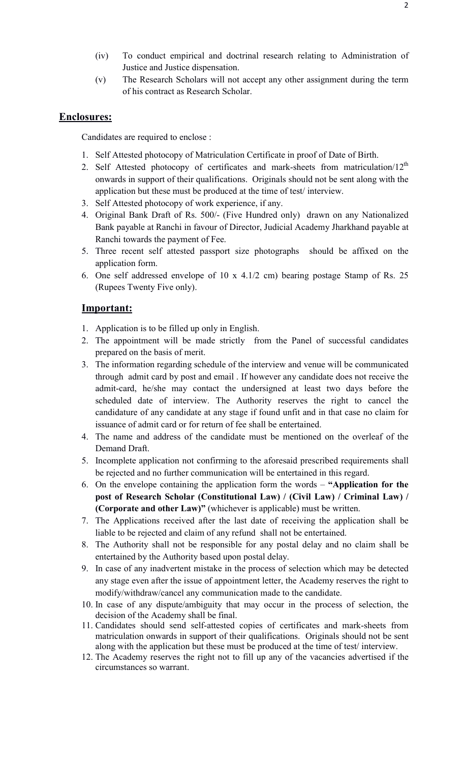(iv) To conduct empirical and doctrinal research relating to Administration of Justice and Justice dispensation.

(v) The Research Scholars will not accept any other assignment during the term of his contract as Research Scholar.

## Enclosures:

Candidates are required to enclose :

1. Self Attested photocopy of Matriculation Certificate in proof of Date of Birth.
2. Self Attested photocopy of certificates and mark-sheets from matriculation/12$^{th}$ onwards in support of their qualifications. Originals should not be sent along with the application but these must be produced at the time of test/ interview.
3. Self Attested photocopy of work experience, if any.
4. Original Bank Draft of Rs. 500/- (Five Hundred only) drawn on any Nationalized Bank payable at Ranchi in favour of Director, Judicial Academy Jharkhand payable at Ranchi towards the payment of Fee.
5. Three recent self attested passport size photographs should be affixed on the application form.
6. One self addressed envelope of 10 x 4.1/2 cm) bearing postage Stamp of Rs. 25 (Rupees Twenty Five only).

## Important:

1. Application is to be filled up only in English.
2. The appointment will be made strictly from the Panel of successful candidates prepared on the basis of merit.
3. The information regarding schedule of the interview and venue will be communicated through admit card by post and email . If however any candidate does not receive the admit-card, he/she may contact the undersigned at least two days before the scheduled date of interview. The Authority reserves the right to cancel the candidature of any candidate at any stage if found unfit and in that case no claim for issuance of admit card or for return of fee shall be entertained.
4. The name and address of the candidate must be mentioned on the overleaf of the Demand Draft.
5. Incomplete application not confirming to the aforesaid prescribed requirements shall be rejected and no further communication will be entertained in this regard.
6. On the envelope containing the application form the words – **"Application for the post of Research Scholar (Constitutional Law) / (Civil Law) / Criminal Law) / (Corporate and other Law)"** (whichever is applicable) must be written.
7. The Applications received after the last date of receiving the application shall be liable to be rejected and claim of any refund shall not be entertained.
8. The Authority shall not be responsible for any postal delay and no claim shall be entertained by the Authority based upon postal delay.
9. In case of any inadvertent mistake in the process of selection which may be detected any stage even after the issue of appointment letter, the Academy reserves the right to modify/withdraw/cancel any communication made to the candidate.
10. In case of any dispute/ambiguity that may occur in the process of selection, the decision of the Academy shall be final.
11. Candidates should send self-attested copies of certificates and mark-sheets from matriculation onwards in support of their qualifications. Originals should not be sent along with the application but these must be produced at the time of test/ interview.
12. The Academy reserves the right not to fill up any of the vacancies advertised if the circumstances so warrant.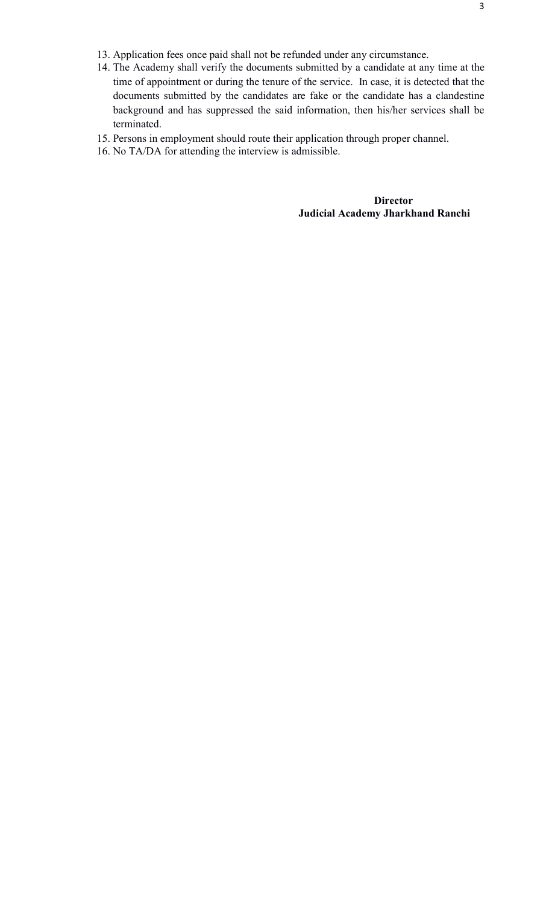13. Application fees once paid shall not be refunded under any circumstance.
14. The Academy shall verify the documents submitted by a candidate at any time at the time of appointment or during the tenure of the service. In case, it is detected that the documents submitted by the candidates are fake or the candidate has a clandestine background and has suppressed the said information, then his/her services shall be terminated.
15. Persons in employment should route their application through proper channel.
16. No TA/DA for attending the interview is admissible.

**Director**
**Judicial Academy Jharkhand Ranchi**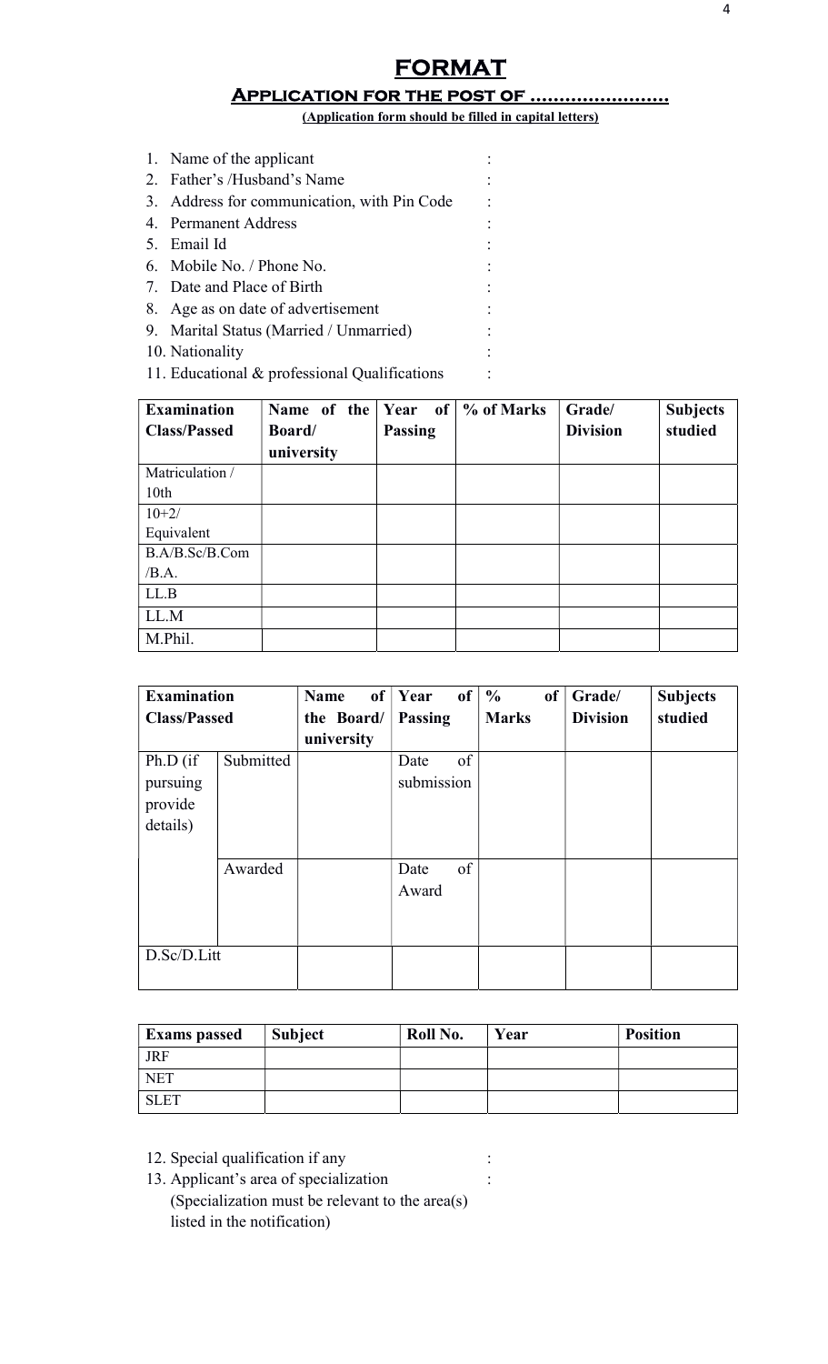# FORMAT

## Application for the post of ……………………

**(Application form should be filled in capital letters)**

1. Name of the applicant :
2. Father's /Husband's Name :
3. Address for communication, with Pin Code :
4. Permanent Address :
5. Email Id :
6. Mobile No. / Phone No. :
7. Date and Place of Birth :
8. Age as on date of advertisement :
9. Marital Status (Married / Unmarried) :
10. Nationality :
11. Educational & professional Qualifications :

| Examination Class/Passed | Name of the Board/ university | Year of Passing | % of Marks | Grade/ Division | Subjects studied |
|---|---|---|---|---|---|
| Matriculation / 10th | | | | | |
| 10+2/ Equivalent | | | | | |
| B.A/B.Sc/B.Com /B.A. | | | | | |
| LL.B | | | | | |
| LL.M | | | | | |
| M.Phil. | | | | | |

| Examination Class/Passed | | Name of the Board/ university | Year of Passing | % of Marks | Grade/ Division | Subjects studied |
|---|---|---|---|---|---|---|
| Ph.D (if pursuing provide details) | Submitted | | Date of submission | | | |
| | Awarded | | Date of Award | | | |
| D.Sc/D.Litt | | | | | | |

| Exams passed | Subject | Roll No. | Year | Position |
|---|---|---|---|---|
| JRF | | | | |
| NET | | | | |
| SLET | | | | |

12. Special qualification if any :
13. Applicant's area of specialization :
    (Specialization must be relevant to the area(s) listed in the notification)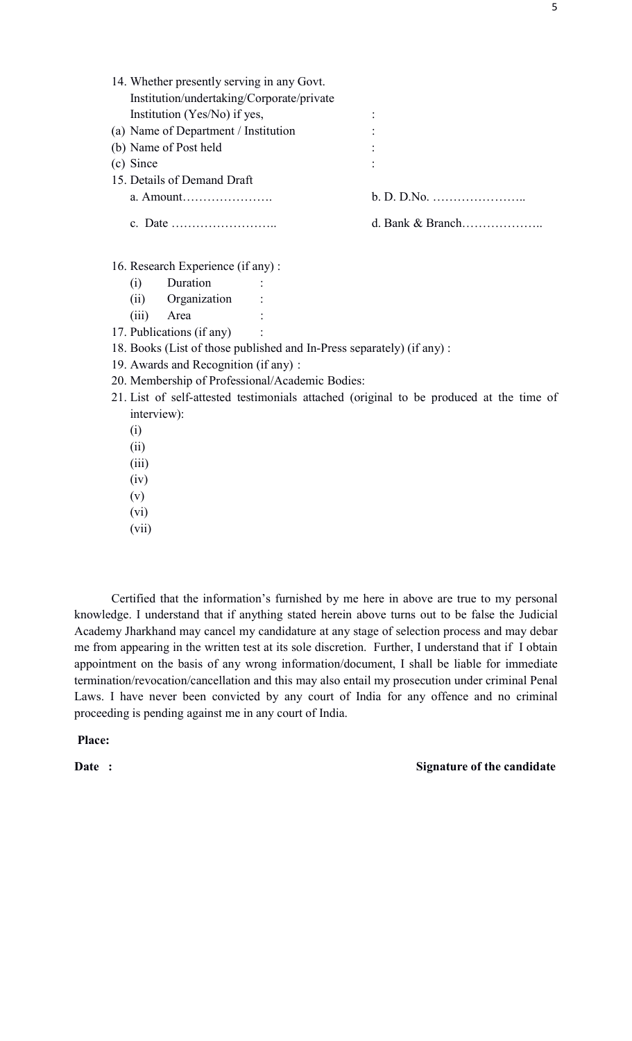14. Whether presently serving in any Govt. Institution/undertaking/Corporate/private Institution (Yes/No) if yes, :

(a) Name of Department / Institution :

(b) Name of Post held :

(c) Since :

15. Details of Demand Draft

    a. Amount…………………. b. D. D.No. …………………..

    c. Date …………………….. d. Bank & Branch………………..

16. Research Experience (if any) :
    - (i) Duration :
    - (ii) Organization :
    - (iii) Area :
17. Publications (if any) :
18. Books (List of those published and In-Press separately) (if any) :
19. Awards and Recognition (if any) :
20. Membership of Professional/Academic Bodies:
21. List of self-attested testimonials attached (original to be produced at the time of interview):
    - (i)
    - (ii)
    - (iii)
    - (iv)
    - (v)
    - (vi)
    - (vii)

Certified that the information's furnished by me here in above are true to my personal knowledge. I understand that if anything stated herein above turns out to be false the Judicial Academy Jharkhand may cancel my candidature at any stage of selection process and may debar me from appearing in the written test at its sole discretion. Further, I understand that if I obtain appointment on the basis of any wrong information/document, I shall be liable for immediate termination/revocation/cancellation and this may also entail my prosecution under criminal Penal Laws. I have never been convicted by any court of India for any offence and no criminal proceeding is pending against me in any court of India.

**Place:**

**Date :** **Signature of the candidate**